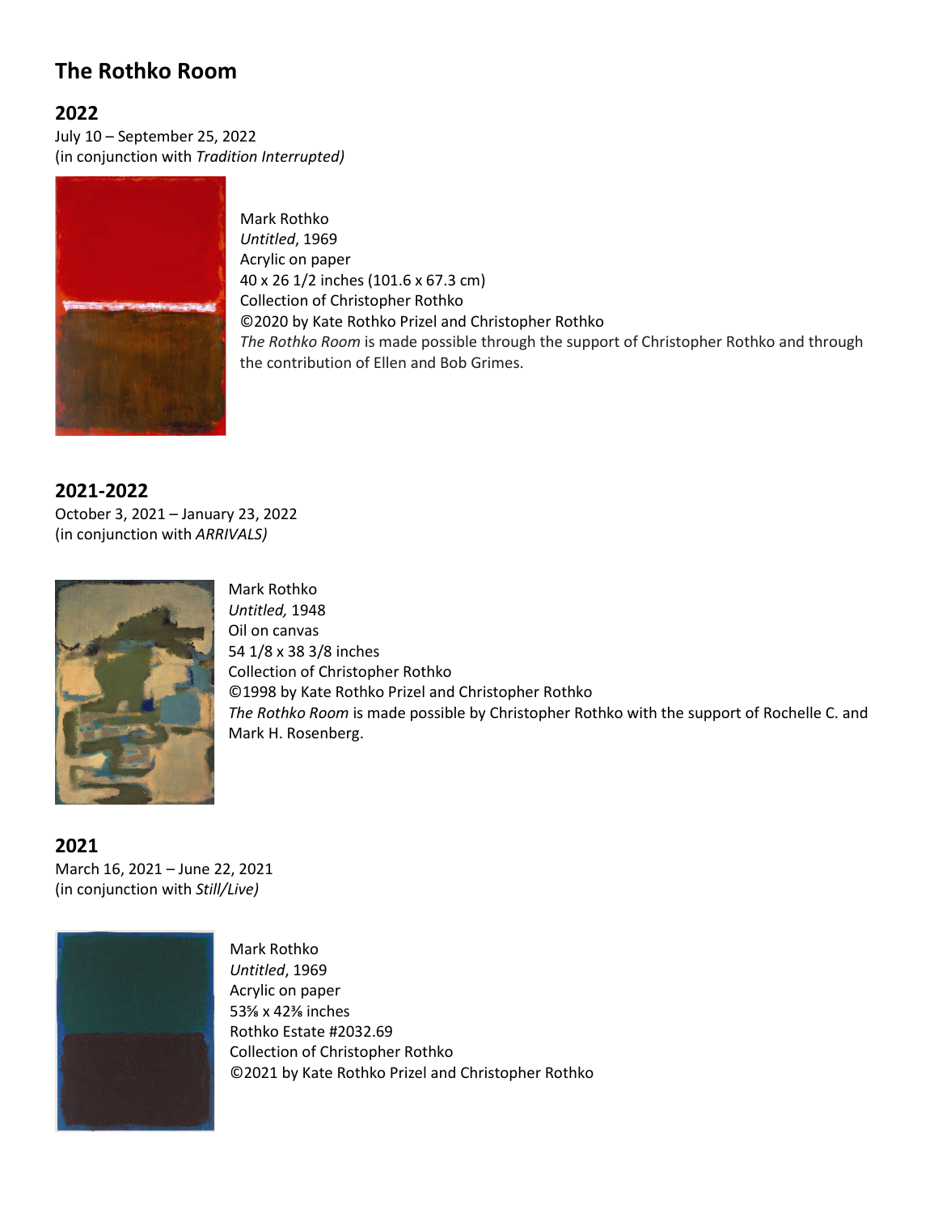# The Rothko Room

## 2022

July 10 – September 25, 2022
(in conjunction with *Tradition Interrupted)*

Mark Rothko
*Untitled*, 1969
Acrylic on paper
40 x 26 1/2 inches (101.6 x 67.3 cm)
Collection of Christopher Rothko
©2020 by Kate Rothko Prizel and Christopher Rothko
*The Rothko Room* is made possible through the support of Christopher Rothko and through the contribution of Ellen and Bob Grimes.

## 2021-2022

October 3, 2021 – January 23, 2022
(in conjunction with *ARRIVALS)*

Mark Rothko
*Untitled,* 1948
Oil on canvas
54 1/8 x 38 3/8 inches
Collection of Christopher Rothko
©1998 by Kate Rothko Prizel and Christopher Rothko
*The Rothko Room* is made possible by Christopher Rothko with the support of Rochelle C. and Mark H. Rosenberg.

## 2021

March 16, 2021 – June 22, 2021
(in conjunction with *Still/Live)*

Mark Rothko
*Untitled*, 1969
Acrylic on paper
53⅝ x 42⅜ inches
Rothko Estate #2032.69
Collection of Christopher Rothko
©2021 by Kate Rothko Prizel and Christopher Rothko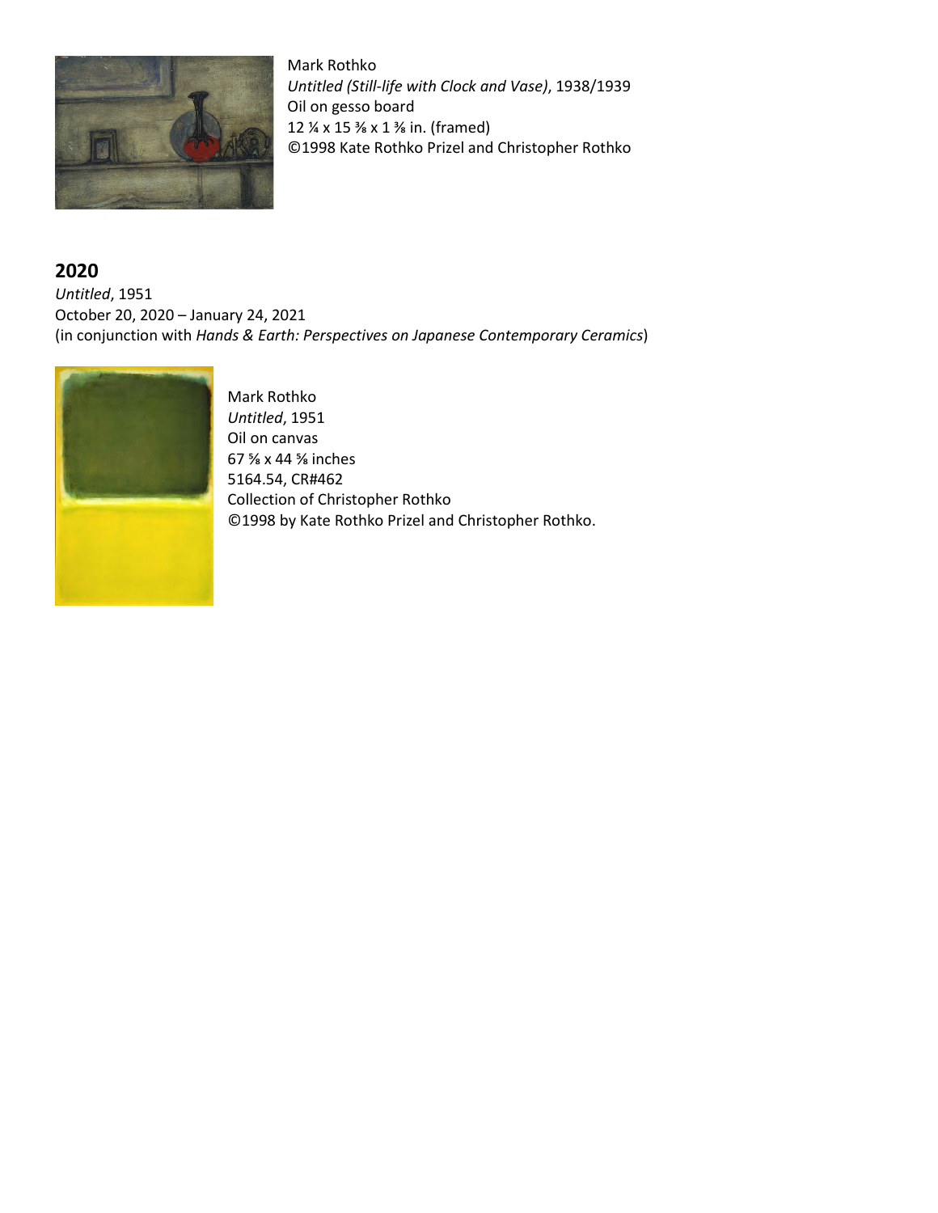Mark Rothko
*Untitled (Still-life with Clock and Vase)*, 1938/1939
Oil on gesso board
12 ¼ x 15 ⅜ x 1 ⅜ in. (framed)
©1998 Kate Rothko Prizel and Christopher Rothko

## 2020

*Untitled*, 1951
October 20, 2020 – January 24, 2021
(in conjunction with *Hands & Earth: Perspectives on Japanese Contemporary Ceramics*)

Mark Rothko
*Untitled*, 1951
Oil on canvas
67 ⅝ x 44 ⅝ inches
5164.54, CR#462
Collection of Christopher Rothko
©1998 by Kate Rothko Prizel and Christopher Rothko.